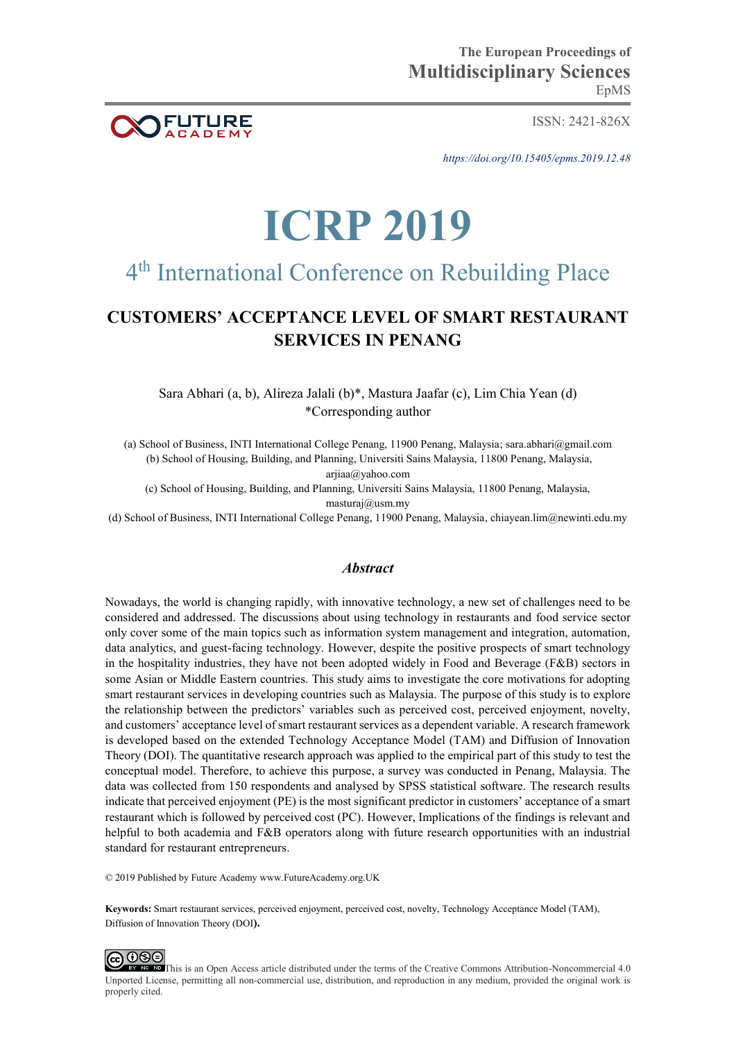The European Proceedings of
**Multidisciplinary Sciences**
EpMS

ISSN: 2421-826X

*https://doi.org/10.15405/epms.2019.12.48*

# ICRP 2019

## 4th International Conference on Rebuilding Place

## CUSTOMERS' ACCEPTANCE LEVEL OF SMART RESTAURANT SERVICES IN PENANG

Sara Abhari (a, b), Alireza Jalali (b)*, Mastura Jaafar (c), Lim Chia Yean (d)
*Corresponding author

(a) School of Business, INTI International College Penang, 11900 Penang, Malaysia; sara.abhari@gmail.com
(b) School of Housing, Building, and Planning, Universiti Sains Malaysia, 11800 Penang, Malaysia, arjiaa@yahoo.com
(c) School of Housing, Building, and Planning, Universiti Sains Malaysia, 11800 Penang, Malaysia, masturaj@usm.my
(d) School of Business, INTI International College Penang, 11900 Penang, Malaysia, chiayean.lim@newinti.edu.my

### *Abstract*

Nowadays, the world is changing rapidly, with innovative technology, a new set of challenges need to be considered and addressed. The discussions about using technology in restaurants and food service sector only cover some of the main topics such as information system management and integration, automation, data analytics, and guest-facing technology. However, despite the positive prospects of smart technology in the hospitality industries, they have not been adopted widely in Food and Beverage (F&B) sectors in some Asian or Middle Eastern countries. This study aims to investigate the core motivations for adopting smart restaurant services in developing countries such as Malaysia. The purpose of this study is to explore the relationship between the predictors' variables such as perceived cost, perceived enjoyment, novelty, and customers' acceptance level of smart restaurant services as a dependent variable. A research framework is developed based on the extended Technology Acceptance Model (TAM) and Diffusion of Innovation Theory (DOI). The quantitative research approach was applied to the empirical part of this study to test the conceptual model. Therefore, to achieve this purpose, a survey was conducted in Penang, Malaysia. The data was collected from 150 respondents and analysed by SPSS statistical software. The research results indicate that perceived enjoyment (PE) is the most significant predictor in customers' acceptance of a smart restaurant which is followed by perceived cost (PC). However, Implications of the findings is relevant and helpful to both academia and F&B operators along with future research opportunities with an industrial standard for restaurant entrepreneurs.

© 2019 Published by Future Academy www.FutureAcademy.org.UK

**Keywords:** Smart restaurant services, perceived enjoyment, perceived cost, novelty, Technology Acceptance Model (TAM), Diffusion of Innovation Theory (DOI**).**

This is an Open Access article distributed under the terms of the Creative Commons Attribution-Noncommercial 4.0 Unported License, permitting all non-commercial use, distribution, and reproduction in any medium, provided the original work is properly cited.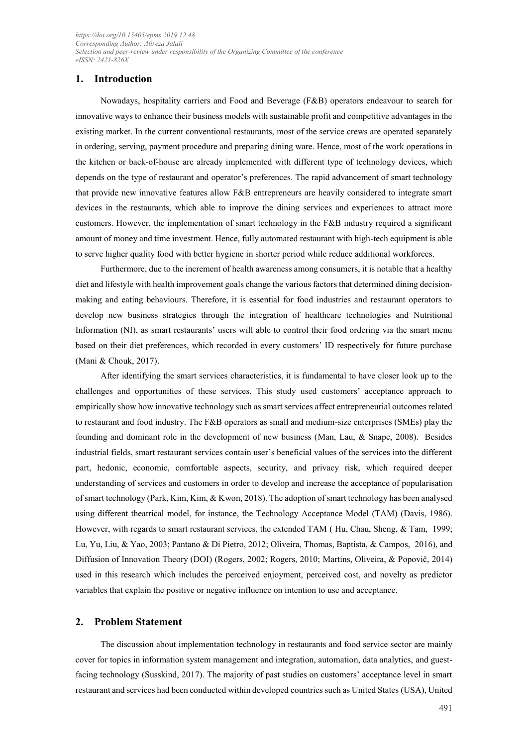## 1. Introduction

Nowadays, hospitality carriers and Food and Beverage (F&B) operators endeavour to search for innovative ways to enhance their business models with sustainable profit and competitive advantages in the existing market. In the current conventional restaurants, most of the service crews are operated separately in ordering, serving, payment procedure and preparing dining ware. Hence, most of the work operations in the kitchen or back-of-house are already implemented with different type of technology devices, which depends on the type of restaurant and operator's preferences. The rapid advancement of smart technology that provide new innovative features allow F&B entrepreneurs are heavily considered to integrate smart devices in the restaurants, which able to improve the dining services and experiences to attract more customers. However, the implementation of smart technology in the F&B industry required a significant amount of money and time investment. Hence, fully automated restaurant with high-tech equipment is able to serve higher quality food with better hygiene in shorter period while reduce additional workforces.

Furthermore, due to the increment of health awareness among consumers, it is notable that a healthy diet and lifestyle with health improvement goals change the various factors that determined dining decision-making and eating behaviours. Therefore, it is essential for food industries and restaurant operators to develop new business strategies through the integration of healthcare technologies and Nutritional Information (NI), as smart restaurants' users will able to control their food ordering via the smart menu based on their diet preferences, which recorded in every customers' ID respectively for future purchase (Mani & Chouk, 2017).

After identifying the smart services characteristics, it is fundamental to have closer look up to the challenges and opportunities of these services. This study used customers' acceptance approach to empirically show how innovative technology such as smart services affect entrepreneurial outcomes related to restaurant and food industry. The F&B operators as small and medium-size enterprises (SMEs) play the founding and dominant role in the development of new business (Man, Lau, & Snape, 2008). Besides industrial fields, smart restaurant services contain user's beneficial values of the services into the different part, hedonic, economic, comfortable aspects, security, and privacy risk, which required deeper understanding of services and customers in order to develop and increase the acceptance of popularisation of smart technology (Park, Kim, Kim, & Kwon, 2018). The adoption of smart technology has been analysed using different theatrical model, for instance, the Technology Acceptance Model (TAM) (Davis, 1986). However, with regards to smart restaurant services, the extended TAM ( Hu, Chau, Sheng, & Tam, 1999; Lu, Yu, Liu, & Yao, 2003; Pantano & Di Pietro, 2012; Oliveira, Thomas, Baptista, & Campos, 2016), and Diffusion of Innovation Theory (DOI) (Rogers, 2002; Rogers, 2010; Martins, Oliveira, & Popovič, 2014) used in this research which includes the perceived enjoyment, perceived cost, and novelty as predictor variables that explain the positive or negative influence on intention to use and acceptance.

## 2. Problem Statement

The discussion about implementation technology in restaurants and food service sector are mainly cover for topics in information system management and integration, automation, data analytics, and guest-facing technology (Susskind, 2017). The majority of past studies on customers' acceptance level in smart restaurant and services had been conducted within developed countries such as United States (USA), United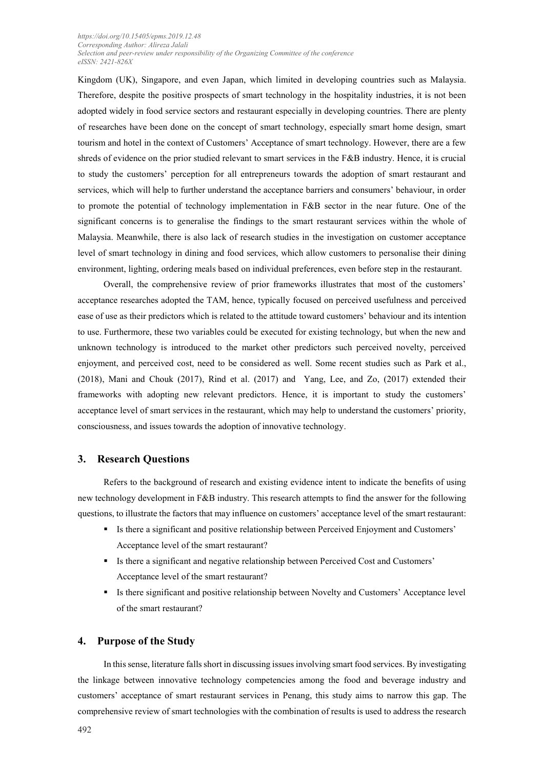Kingdom (UK), Singapore, and even Japan, which limited in developing countries such as Malaysia. Therefore, despite the positive prospects of smart technology in the hospitality industries, it is not been adopted widely in food service sectors and restaurant especially in developing countries. There are plenty of researches have been done on the concept of smart technology, especially smart home design, smart tourism and hotel in the context of Customers' Acceptance of smart technology. However, there are a few shreds of evidence on the prior studied relevant to smart services in the F&B industry. Hence, it is crucial to study the customers' perception for all entrepreneurs towards the adoption of smart restaurant and services, which will help to further understand the acceptance barriers and consumers' behaviour, in order to promote the potential of technology implementation in F&B sector in the near future. One of the significant concerns is to generalise the findings to the smart restaurant services within the whole of Malaysia. Meanwhile, there is also lack of research studies in the investigation on customer acceptance level of smart technology in dining and food services, which allow customers to personalise their dining environment, lighting, ordering meals based on individual preferences, even before step in the restaurant.

Overall, the comprehensive review of prior frameworks illustrates that most of the customers' acceptance researches adopted the TAM, hence, typically focused on perceived usefulness and perceived ease of use as their predictors which is related to the attitude toward customers' behaviour and its intention to use. Furthermore, these two variables could be executed for existing technology, but when the new and unknown technology is introduced to the market other predictors such perceived novelty, perceived enjoyment, and perceived cost, need to be considered as well. Some recent studies such as Park et al., (2018), Mani and Chouk (2017), Rind et al. (2017) and Yang, Lee, and Zo, (2017) extended their frameworks with adopting new relevant predictors. Hence, it is important to study the customers' acceptance level of smart services in the restaurant, which may help to understand the customers' priority, consciousness, and issues towards the adoption of innovative technology.

## 3. Research Questions

Refers to the background of research and existing evidence intent to indicate the benefits of using new technology development in F&B industry. This research attempts to find the answer for the following questions, to illustrate the factors that may influence on customers' acceptance level of the smart restaurant:

- Is there a significant and positive relationship between Perceived Enjoyment and Customers' Acceptance level of the smart restaurant?
- Is there a significant and negative relationship between Perceived Cost and Customers' Acceptance level of the smart restaurant?
- Is there significant and positive relationship between Novelty and Customers' Acceptance level of the smart restaurant?

## 4. Purpose of the Study

In this sense, literature falls short in discussing issues involving smart food services. By investigating the linkage between innovative technology competencies among the food and beverage industry and customers' acceptance of smart restaurant services in Penang, this study aims to narrow this gap. The comprehensive review of smart technologies with the combination of results is used to address the research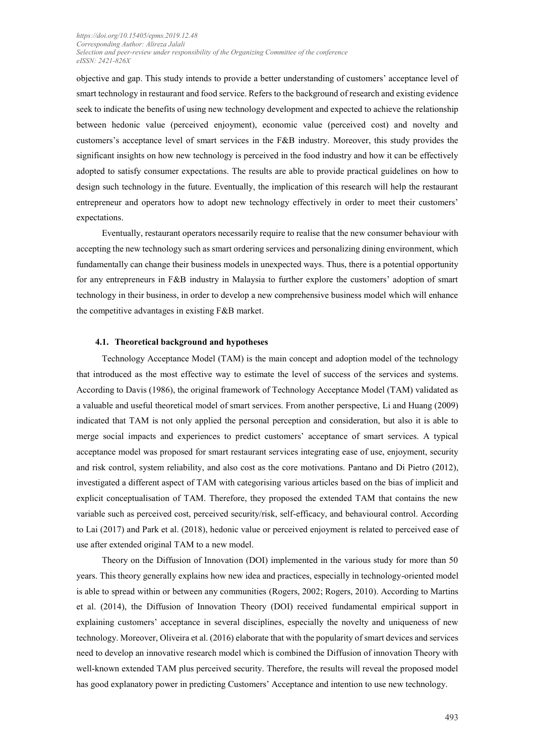objective and gap. This study intends to provide a better understanding of customers' acceptance level of smart technology in restaurant and food service. Refers to the background of research and existing evidence seek to indicate the benefits of using new technology development and expected to achieve the relationship between hedonic value (perceived enjoyment), economic value (perceived cost) and novelty and customers's acceptance level of smart services in the F&B industry. Moreover, this study provides the significant insights on how new technology is perceived in the food industry and how it can be effectively adopted to satisfy consumer expectations. The results are able to provide practical guidelines on how to design such technology in the future. Eventually, the implication of this research will help the restaurant entrepreneur and operators how to adopt new technology effectively in order to meet their customers' expectations.

Eventually, restaurant operators necessarily require to realise that the new consumer behaviour with accepting the new technology such as smart ordering services and personalizing dining environment, which fundamentally can change their business models in unexpected ways. Thus, there is a potential opportunity for any entrepreneurs in F&B industry in Malaysia to further explore the customers' adoption of smart technology in their business, in order to develop a new comprehensive business model which will enhance the competitive advantages in existing F&B market.

### 4.1. Theoretical background and hypotheses

Technology Acceptance Model (TAM) is the main concept and adoption model of the technology that introduced as the most effective way to estimate the level of success of the services and systems. According to Davis (1986), the original framework of Technology Acceptance Model (TAM) validated as a valuable and useful theoretical model of smart services. From another perspective, Li and Huang (2009) indicated that TAM is not only applied the personal perception and consideration, but also it is able to merge social impacts and experiences to predict customers' acceptance of smart services. A typical acceptance model was proposed for smart restaurant services integrating ease of use, enjoyment, security and risk control, system reliability, and also cost as the core motivations. Pantano and Di Pietro (2012), investigated a different aspect of TAM with categorising various articles based on the bias of implicit and explicit conceptualisation of TAM. Therefore, they proposed the extended TAM that contains the new variable such as perceived cost, perceived security/risk, self-efficacy, and behavioural control. According to Lai (2017) and Park et al. (2018), hedonic value or perceived enjoyment is related to perceived ease of use after extended original TAM to a new model.

Theory on the Diffusion of Innovation (DOI) implemented in the various study for more than 50 years. This theory generally explains how new idea and practices, especially in technology-oriented model is able to spread within or between any communities (Rogers, 2002; Rogers, 2010). According to Martins et al. (2014), the Diffusion of Innovation Theory (DOI) received fundamental empirical support in explaining customers' acceptance in several disciplines, especially the novelty and uniqueness of new technology. Moreover, Oliveira et al. (2016) elaborate that with the popularity of smart devices and services need to develop an innovative research model which is combined the Diffusion of innovation Theory with well-known extended TAM plus perceived security. Therefore, the results will reveal the proposed model has good explanatory power in predicting Customers' Acceptance and intention to use new technology.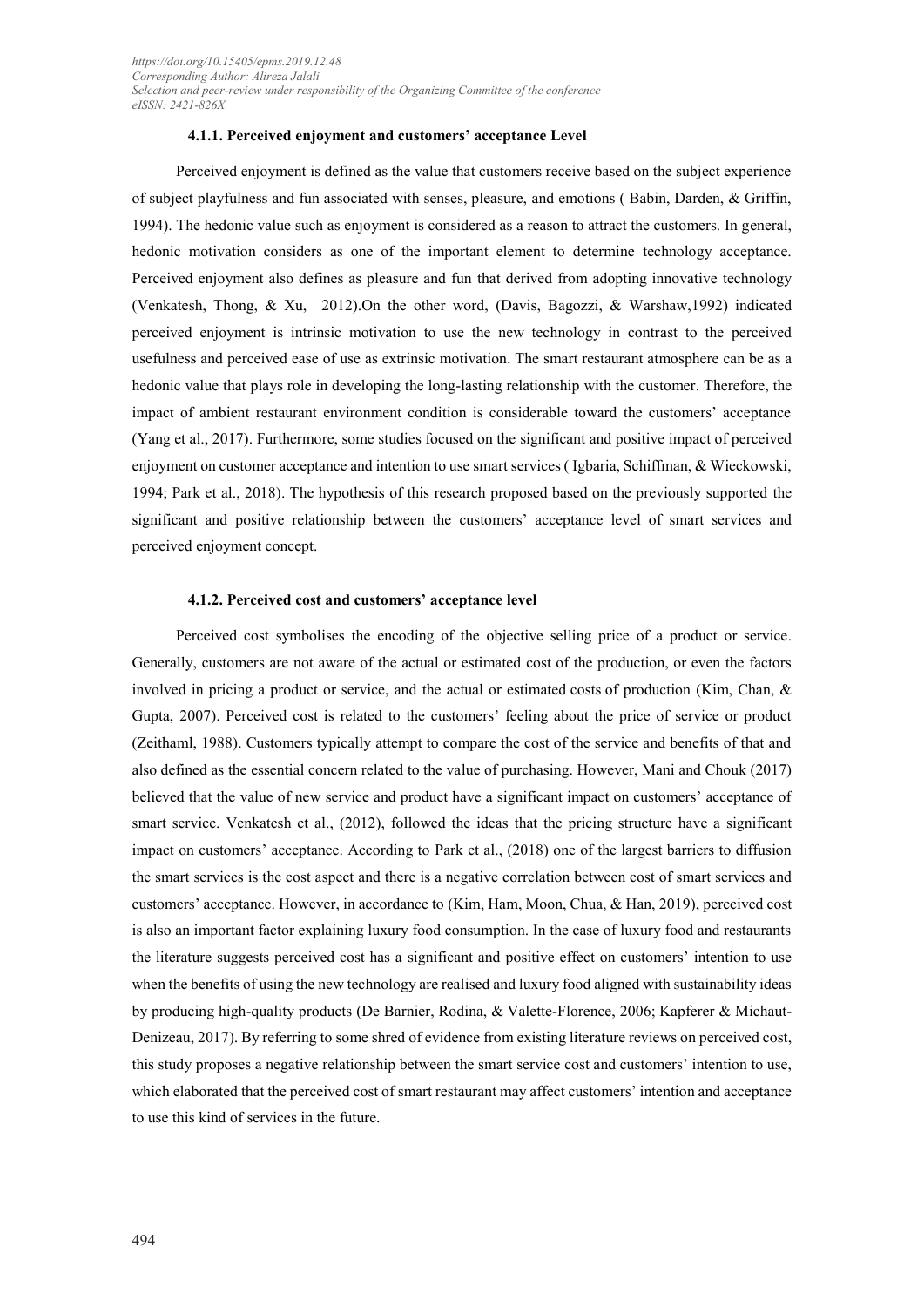#### 4.1.1. Perceived enjoyment and customers' acceptance Level

Perceived enjoyment is defined as the value that customers receive based on the subject experience of subject playfulness and fun associated with senses, pleasure, and emotions ( Babin, Darden, & Griffin, 1994). The hedonic value such as enjoyment is considered as a reason to attract the customers. In general, hedonic motivation considers as one of the important element to determine technology acceptance. Perceived enjoyment also defines as pleasure and fun that derived from adopting innovative technology (Venkatesh, Thong, & Xu, 2012).On the other word, (Davis, Bagozzi, & Warshaw,1992) indicated perceived enjoyment is intrinsic motivation to use the new technology in contrast to the perceived usefulness and perceived ease of use as extrinsic motivation. The smart restaurant atmosphere can be as a hedonic value that plays role in developing the long-lasting relationship with the customer. Therefore, the impact of ambient restaurant environment condition is considerable toward the customers' acceptance (Yang et al., 2017). Furthermore, some studies focused on the significant and positive impact of perceived enjoyment on customer acceptance and intention to use smart services ( Igbaria, Schiffman, & Wieckowski, 1994; Park et al., 2018). The hypothesis of this research proposed based on the previously supported the significant and positive relationship between the customers' acceptance level of smart services and perceived enjoyment concept.

#### 4.1.2. Perceived cost and customers' acceptance level

Perceived cost symbolises the encoding of the objective selling price of a product or service. Generally, customers are not aware of the actual or estimated cost of the production, or even the factors involved in pricing a product or service, and the actual or estimated costs of production (Kim, Chan, & Gupta, 2007). Perceived cost is related to the customers' feeling about the price of service or product (Zeithaml, 1988). Customers typically attempt to compare the cost of the service and benefits of that and also defined as the essential concern related to the value of purchasing. However, Mani and Chouk (2017) believed that the value of new service and product have a significant impact on customers' acceptance of smart service. Venkatesh et al., (2012), followed the ideas that the pricing structure have a significant impact on customers' acceptance. According to Park et al., (2018) one of the largest barriers to diffusion the smart services is the cost aspect and there is a negative correlation between cost of smart services and customers' acceptance. However, in accordance to (Kim, Ham, Moon, Chua, & Han, 2019), perceived cost is also an important factor explaining luxury food consumption. In the case of luxury food and restaurants the literature suggests perceived cost has a significant and positive effect on customers' intention to use when the benefits of using the new technology are realised and luxury food aligned with sustainability ideas by producing high-quality products (De Barnier, Rodina, & Valette-Florence, 2006; Kapferer & Michaut-Denizeau, 2017). By referring to some shred of evidence from existing literature reviews on perceived cost, this study proposes a negative relationship between the smart service cost and customers' intention to use, which elaborated that the perceived cost of smart restaurant may affect customers' intention and acceptance to use this kind of services in the future.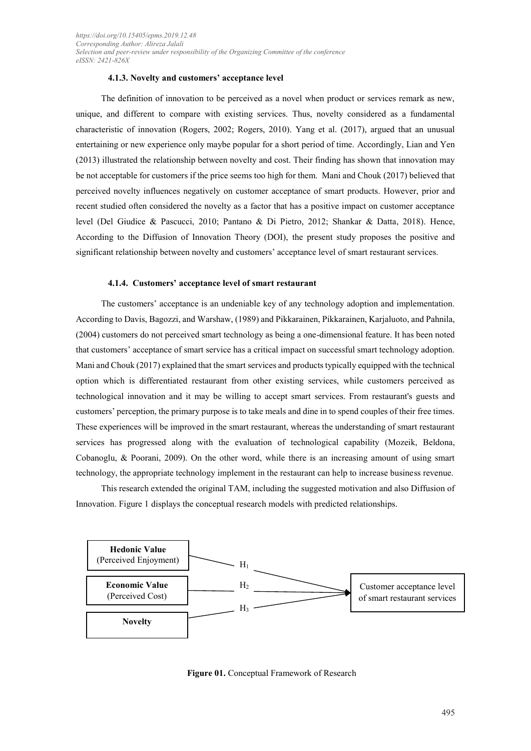#### 4.1.3. Novelty and customers' acceptance level

The definition of innovation to be perceived as a novel when product or services remark as new, unique, and different to compare with existing services. Thus, novelty considered as a fundamental characteristic of innovation (Rogers, 2002; Rogers, 2010). Yang et al. (2017), argued that an unusual entertaining or new experience only maybe popular for a short period of time. Accordingly, Lian and Yen (2013) illustrated the relationship between novelty and cost. Their finding has shown that innovation may be not acceptable for customers if the price seems too high for them. Mani and Chouk (2017) believed that perceived novelty influences negatively on customer acceptance of smart products. However, prior and recent studied often considered the novelty as a factor that has a positive impact on customer acceptance level (Del Giudice & Pascucci, 2010; Pantano & Di Pietro, 2012; Shankar & Datta, 2018). Hence, According to the Diffusion of Innovation Theory (DOI), the present study proposes the positive and significant relationship between novelty and customers' acceptance level of smart restaurant services.

#### 4.1.4. Customers' acceptance level of smart restaurant

The customers' acceptance is an undeniable key of any technology adoption and implementation. According to Davis, Bagozzi, and Warshaw, (1989) and Pikkarainen, Pikkarainen, Karjaluoto, and Pahnila, (2004) customers do not perceived smart technology as being a one-dimensional feature. It has been noted that customers' acceptance of smart service has a critical impact on successful smart technology adoption. Mani and Chouk (2017) explained that the smart services and products typically equipped with the technical option which is differentiated restaurant from other existing services, while customers perceived as technological innovation and it may be willing to accept smart services. From restaurant's guests and customers' perception, the primary purpose is to take meals and dine in to spend couples of their free times. These experiences will be improved in the smart restaurant, whereas the understanding of smart restaurant services has progressed along with the evaluation of technological capability (Mozeik, Beldona, Cobanoglu, & Poorani, 2009). On the other word, while there is an increasing amount of using smart technology, the appropriate technology implement in the restaurant can help to increase business revenue.

This research extended the original TAM, including the suggested motivation and also Diffusion of Innovation. Figure 1 displays the conceptual research models with predicted relationships.

**Hedonic Value** (Perceived Enjoyment) → $H_1$ → Customer acceptance level of smart restaurant services

**Economic Value** (Perceived Cost) → $H_2$ → Customer acceptance level of smart restaurant services

**Novelty** → $H_3$ → Customer acceptance level of smart restaurant services

**Figure 01.** Conceptual Framework of Research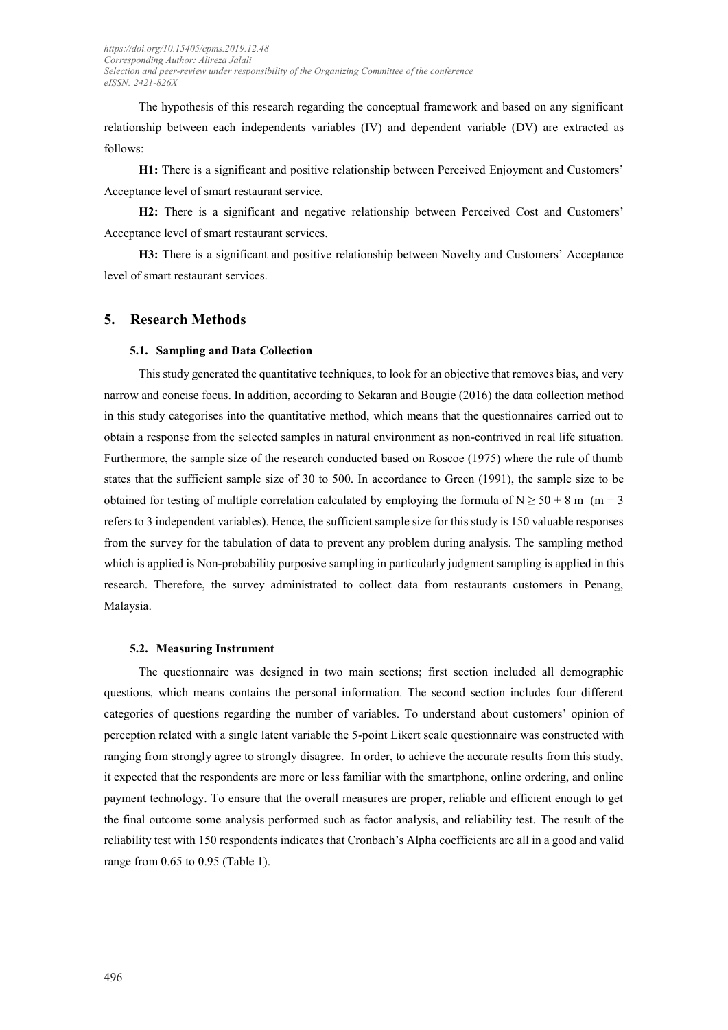The hypothesis of this research regarding the conceptual framework and based on any significant relationship between each independents variables (IV) and dependent variable (DV) are extracted as follows:

**H1:** There is a significant and positive relationship between Perceived Enjoyment and Customers' Acceptance level of smart restaurant service.

**H2:** There is a significant and negative relationship between Perceived Cost and Customers' Acceptance level of smart restaurant services.

**H3:** There is a significant and positive relationship between Novelty and Customers' Acceptance level of smart restaurant services.

## 5. Research Methods

### 5.1. Sampling and Data Collection

This study generated the quantitative techniques, to look for an objective that removes bias, and very narrow and concise focus. In addition, according to Sekaran and Bougie (2016) the data collection method in this study categorises into the quantitative method, which means that the questionnaires carried out to obtain a response from the selected samples in natural environment as non-contrived in real life situation. Furthermore, the sample size of the research conducted based on Roscoe (1975) where the rule of thumb states that the sufficient sample size of 30 to 500. In accordance to Green (1991), the sample size to be obtained for testing of multiple correlation calculated by employing the formula of $N \geq 50 + 8\text{ m}$ ($m = 3$ refers to 3 independent variables). Hence, the sufficient sample size for this study is 150 valuable responses from the survey for the tabulation of data to prevent any problem during analysis. The sampling method which is applied is Non-probability purposive sampling in particularly judgment sampling is applied in this research. Therefore, the survey administrated to collect data from restaurants customers in Penang, Malaysia.

### 5.2. Measuring Instrument

The questionnaire was designed in two main sections; first section included all demographic questions, which means contains the personal information. The second section includes four different categories of questions regarding the number of variables. To understand about customers' opinion of perception related with a single latent variable the 5-point Likert scale questionnaire was constructed with ranging from strongly agree to strongly disagree. In order, to achieve the accurate results from this study, it expected that the respondents are more or less familiar with the smartphone, online ordering, and online payment technology. To ensure that the overall measures are proper, reliable and efficient enough to get the final outcome some analysis performed such as factor analysis, and reliability test. The result of the reliability test with 150 respondents indicates that Cronbach's Alpha coefficients are all in a good and valid range from 0.65 to 0.95 (Table 1).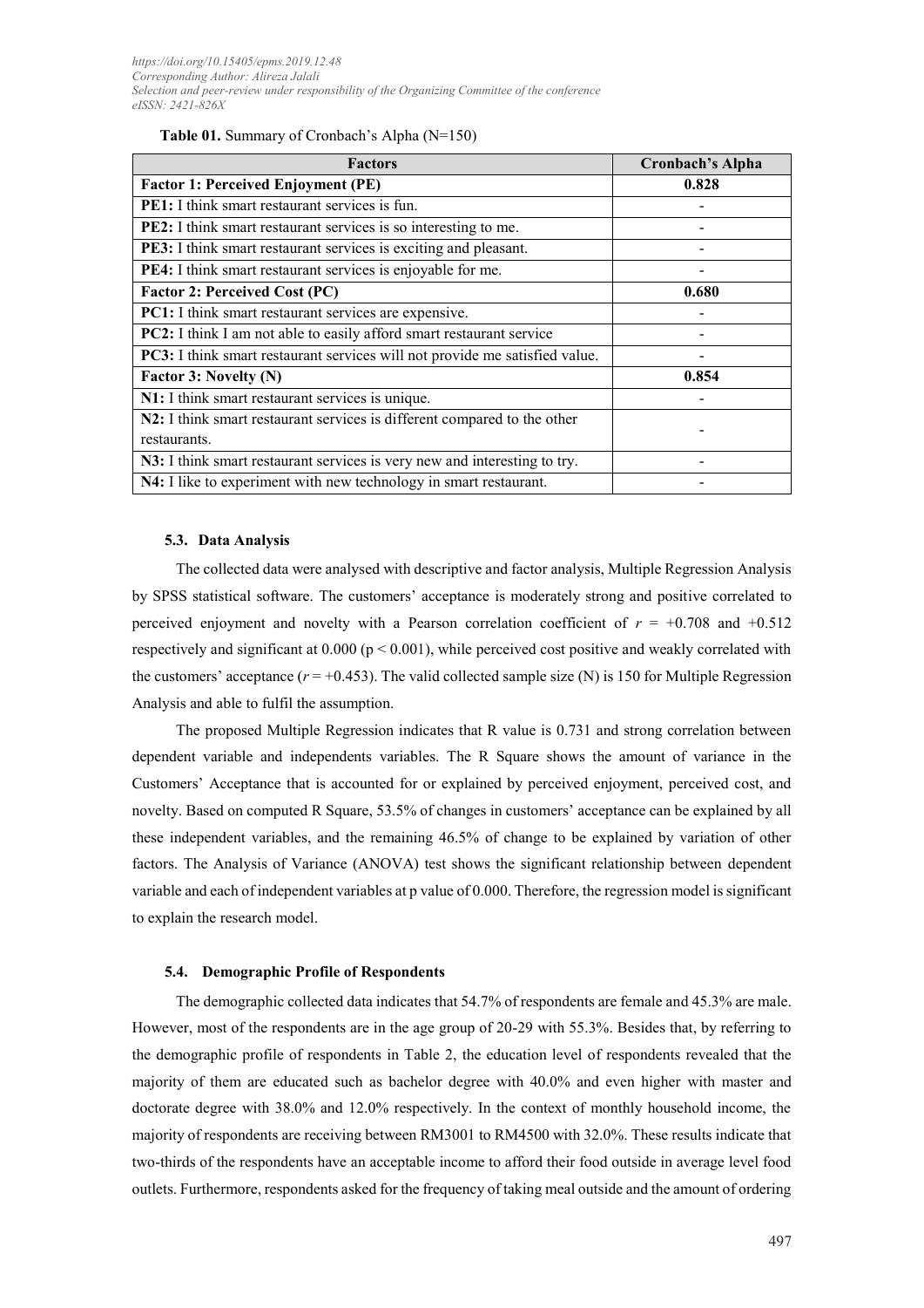**Table 01.** Summary of Cronbach's Alpha (N=150)

| Factors | Cronbach's Alpha |
|---|---|
| **Factor 1: Perceived Enjoyment (PE)** | **0.828** |
| **PE1:** I think smart restaurant services is fun. | - |
| **PE2:** I think smart restaurant services is so interesting to me. | - |
| **PE3:** I think smart restaurant services is exciting and pleasant. | - |
| **PE4:** I think smart restaurant services is enjoyable for me. | - |
| **Factor 2: Perceived Cost (PC)** | **0.680** |
| **PC1:** I think smart restaurant services are expensive. | - |
| **PC2:** I think I am not able to easily afford smart restaurant service | - |
| **PC3:** I think smart restaurant services will not provide me satisfied value. | - |
| **Factor 3: Novelty (N)** | **0.854** |
| **N1:** I think smart restaurant services is unique. | - |
| **N2:** I think smart restaurant services is different compared to the other restaurants. | - |
| **N3:** I think smart restaurant services is very new and interesting to try. | - |
| **N4:** I like to experiment with new technology in smart restaurant. | - |

### 5.3. Data Analysis

The collected data were analysed with descriptive and factor analysis, Multiple Regression Analysis by SPSS statistical software. The customers' acceptance is moderately strong and positive correlated to perceived enjoyment and novelty with a Pearson correlation coefficient of $r$ = +0.708 and +0.512 respectively and significant at 0.000 ($p < 0.001$), while perceived cost positive and weakly correlated with the customers' acceptance ($r$ = +0.453). The valid collected sample size (N) is 150 for Multiple Regression Analysis and able to fulfil the assumption.

The proposed Multiple Regression indicates that R value is 0.731 and strong correlation between dependent variable and independents variables. The R Square shows the amount of variance in the Customers' Acceptance that is accounted for or explained by perceived enjoyment, perceived cost, and novelty. Based on computed R Square, 53.5% of changes in customers' acceptance can be explained by all these independent variables, and the remaining 46.5% of change to be explained by variation of other factors. The Analysis of Variance (ANOVA) test shows the significant relationship between dependent variable and each of independent variables at p value of 0.000. Therefore, the regression model is significant to explain the research model.

### 5.4. Demographic Profile of Respondents

The demographic collected data indicates that 54.7% of respondents are female and 45.3% are male. However, most of the respondents are in the age group of 20-29 with 55.3%. Besides that, by referring to the demographic profile of respondents in Table 2, the education level of respondents revealed that the majority of them are educated such as bachelor degree with 40.0% and even higher with master and doctorate degree with 38.0% and 12.0% respectively. In the context of monthly household income, the majority of respondents are receiving between RM3001 to RM4500 with 32.0%. These results indicate that two-thirds of the respondents have an acceptable income to afford their food outside in average level food outlets. Furthermore, respondents asked for the frequency of taking meal outside and the amount of ordering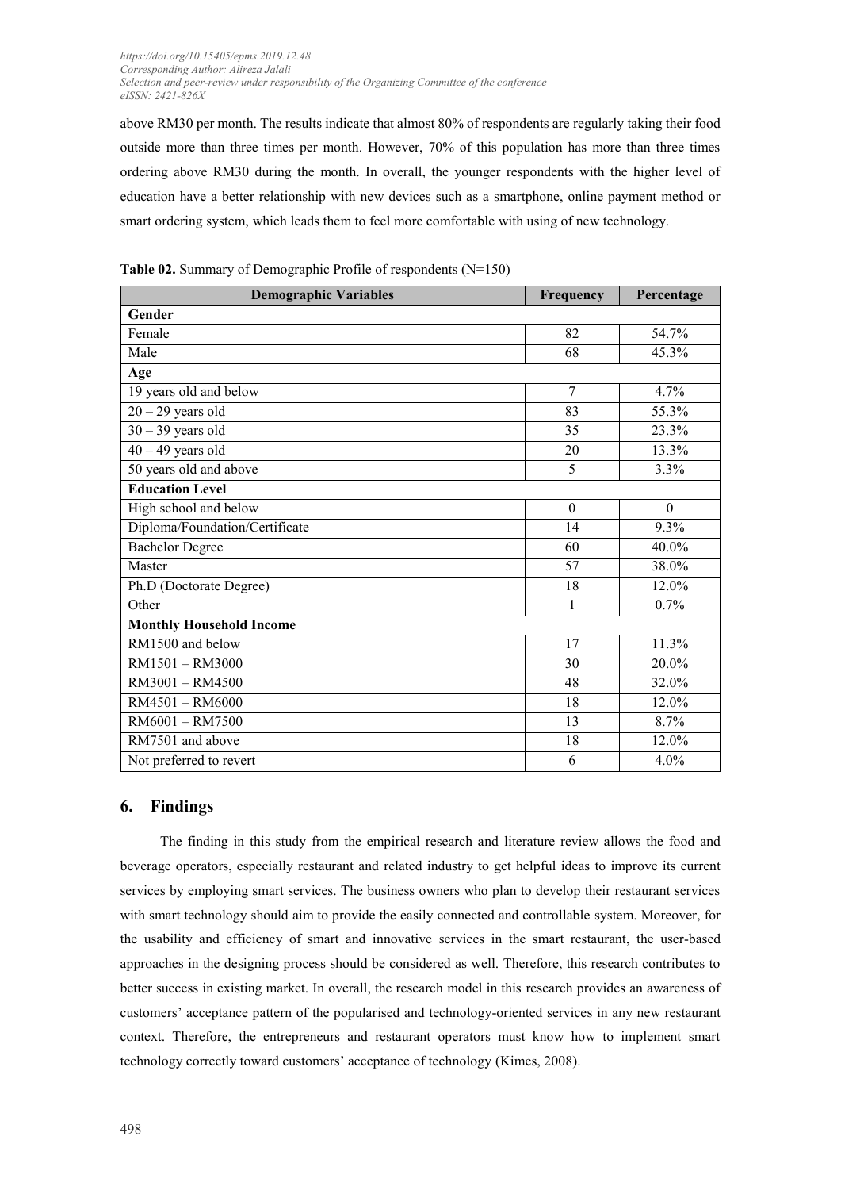above RM30 per month. The results indicate that almost 80% of respondents are regularly taking their food outside more than three times per month. However, 70% of this population has more than three times ordering above RM30 during the month. In overall, the younger respondents with the higher level of education have a better relationship with new devices such as a smartphone, online payment method or smart ordering system, which leads them to feel more comfortable with using of new technology.

**Table 02.** Summary of Demographic Profile of respondents (N=150)

| Demographic Variables | Frequency | Percentage |
|---|---|---|
| **Gender** | | |
| Female | 82 | 54.7% |
| Male | 68 | 45.3% |
| **Age** | | |
| 19 years old and below | 7 | 4.7% |
| 20 – 29 years old | 83 | 55.3% |
| 30 – 39 years old | 35 | 23.3% |
| 40 – 49 years old | 20 | 13.3% |
| 50 years old and above | 5 | 3.3% |
| **Education Level** | | |
| High school and below | 0 | 0 |
| Diploma/Foundation/Certificate | 14 | 9.3% |
| Bachelor Degree | 60 | 40.0% |
| Master | 57 | 38.0% |
| Ph.D (Doctorate Degree) | 18 | 12.0% |
| Other | 1 | 0.7% |
| **Monthly Household Income** | | |
| RM1500 and below | 17 | 11.3% |
| RM1501 – RM3000 | 30 | 20.0% |
| RM3001 – RM4500 | 48 | 32.0% |
| RM4501 – RM6000 | 18 | 12.0% |
| RM6001 – RM7500 | 13 | 8.7% |
| RM7501 and above | 18 | 12.0% |
| Not preferred to revert | 6 | 4.0% |

## 6. Findings

The finding in this study from the empirical research and literature review allows the food and beverage operators, especially restaurant and related industry to get helpful ideas to improve its current services by employing smart services. The business owners who plan to develop their restaurant services with smart technology should aim to provide the easily connected and controllable system. Moreover, for the usability and efficiency of smart and innovative services in the smart restaurant, the user-based approaches in the designing process should be considered as well. Therefore, this research contributes to better success in existing market. In overall, the research model in this research provides an awareness of customers' acceptance pattern of the popularised and technology-oriented services in any new restaurant context. Therefore, the entrepreneurs and restaurant operators must know how to implement smart technology correctly toward customers' acceptance of technology (Kimes, 2008).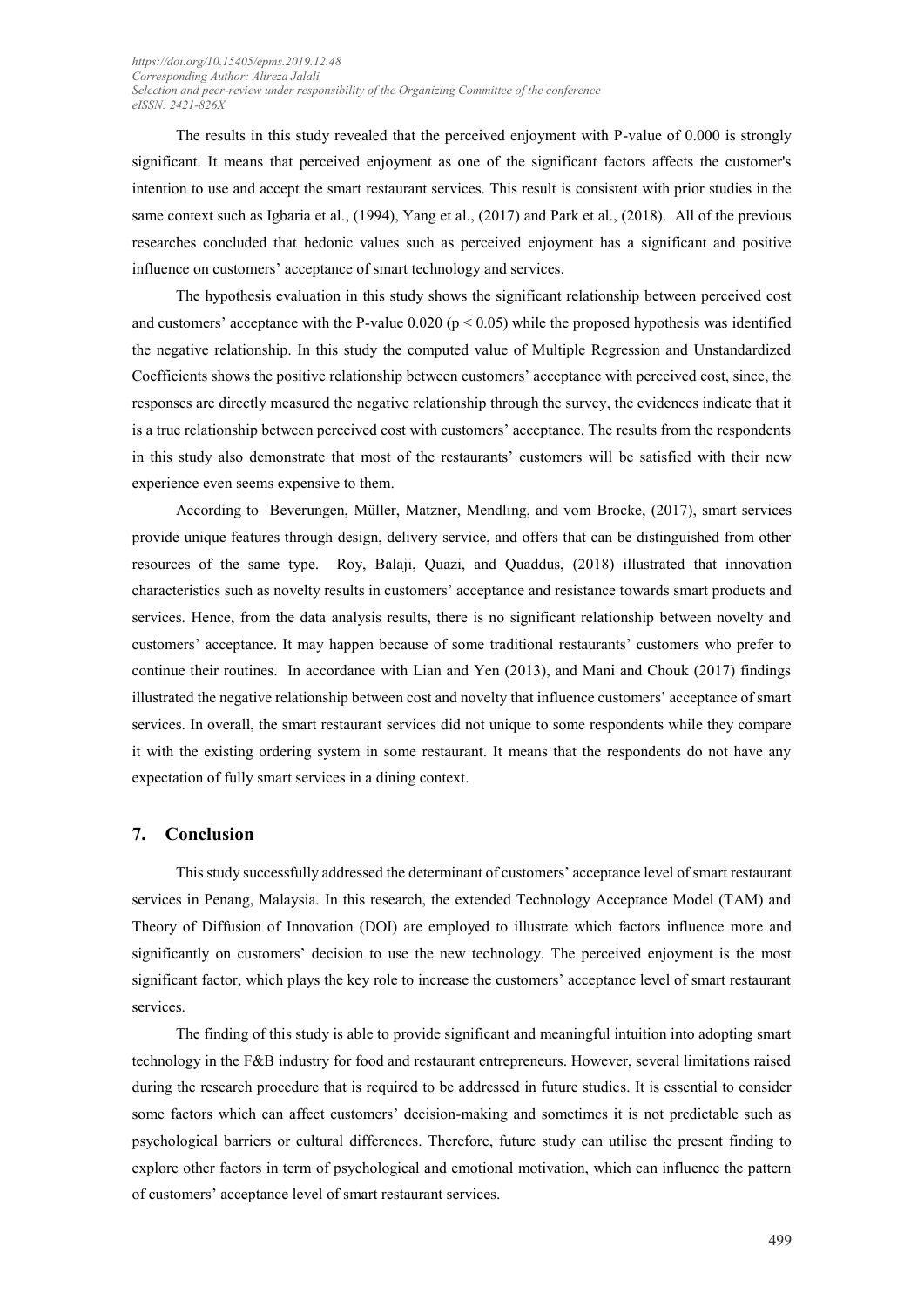The results in this study revealed that the perceived enjoyment with P-value of 0.000 is strongly significant. It means that perceived enjoyment as one of the significant factors affects the customer's intention to use and accept the smart restaurant services. This result is consistent with prior studies in the same context such as Igbaria et al., (1994), Yang et al., (2017) and Park et al., (2018). All of the previous researches concluded that hedonic values such as perceived enjoyment has a significant and positive influence on customers' acceptance of smart technology and services.

The hypothesis evaluation in this study shows the significant relationship between perceived cost and customers' acceptance with the P-value 0.020 ($p < 0.05$) while the proposed hypothesis was identified the negative relationship. In this study the computed value of Multiple Regression and Unstandardized Coefficients shows the positive relationship between customers' acceptance with perceived cost, since, the responses are directly measured the negative relationship through the survey, the evidences indicate that it is a true relationship between perceived cost with customers' acceptance. The results from the respondents in this study also demonstrate that most of the restaurants' customers will be satisfied with their new experience even seems expensive to them.

According to Beverungen, Müller, Matzner, Mendling, and vom Brocke, (2017), smart services provide unique features through design, delivery service, and offers that can be distinguished from other resources of the same type. Roy, Balaji, Quazi, and Quaddus, (2018) illustrated that innovation characteristics such as novelty results in customers' acceptance and resistance towards smart products and services. Hence, from the data analysis results, there is no significant relationship between novelty and customers' acceptance. It may happen because of some traditional restaurants' customers who prefer to continue their routines. In accordance with Lian and Yen (2013), and Mani and Chouk (2017) findings illustrated the negative relationship between cost and novelty that influence customers' acceptance of smart services. In overall, the smart restaurant services did not unique to some respondents while they compare it with the existing ordering system in some restaurant. It means that the respondents do not have any expectation of fully smart services in a dining context.

## 7. Conclusion

This study successfully addressed the determinant of customers' acceptance level of smart restaurant services in Penang, Malaysia. In this research, the extended Technology Acceptance Model (TAM) and Theory of Diffusion of Innovation (DOI) are employed to illustrate which factors influence more and significantly on customers' decision to use the new technology. The perceived enjoyment is the most significant factor, which plays the key role to increase the customers' acceptance level of smart restaurant services.

The finding of this study is able to provide significant and meaningful intuition into adopting smart technology in the F&B industry for food and restaurant entrepreneurs. However, several limitations raised during the research procedure that is required to be addressed in future studies. It is essential to consider some factors which can affect customers' decision-making and sometimes it is not predictable such as psychological barriers or cultural differences. Therefore, future study can utilise the present finding to explore other factors in term of psychological and emotional motivation, which can influence the pattern of customers' acceptance level of smart restaurant services.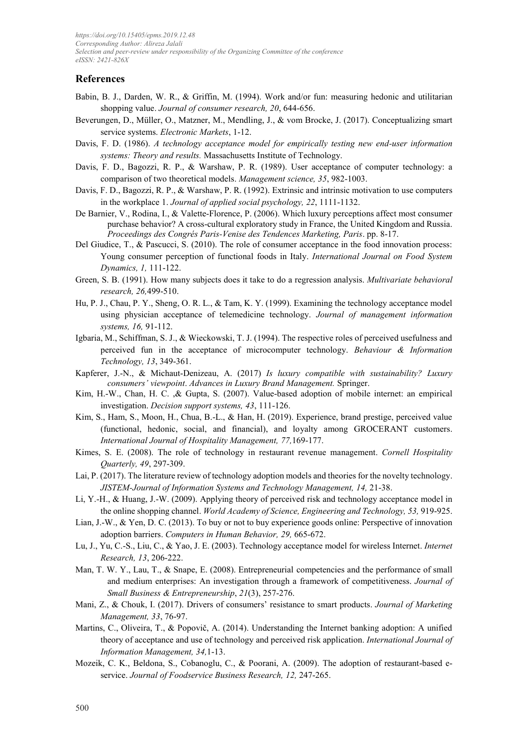## References

Babin, B. J., Darden, W. R., & Griffin, M. (1994). Work and/or fun: measuring hedonic and utilitarian shopping value. *Journal of consumer research, 20*, 644-656.

Beverungen, D., Müller, O., Matzner, M., Mendling, J., & vom Brocke, J. (2017). Conceptualizing smart service systems. *Electronic Markets*, 1-12.

Davis, F. D. (1986). *A technology acceptance model for empirically testing new end-user information systems: Theory and results.* Massachusetts Institute of Technology.

Davis, F. D., Bagozzi, R. P., & Warshaw, P. R. (1989). User acceptance of computer technology: a comparison of two theoretical models. *Management science, 35*, 982-1003.

Davis, F. D., Bagozzi, R. P., & Warshaw, P. R. (1992). Extrinsic and intrinsic motivation to use computers in the workplace 1. *Journal of applied social psychology, 22*, 1111-1132.

De Barnier, V., Rodina, I., & Valette-Florence, P. (2006). Which luxury perceptions affect most consumer purchase behavior? A cross-cultural exploratory study in France, the United Kingdom and Russia. *Proceedings des Congrés Paris-Venise des Tendences Marketing, Paris*. pp. 8-17.

Del Giudice, T., & Pascucci, S. (2010). The role of consumer acceptance in the food innovation process: Young consumer perception of functional foods in Italy. *International Journal on Food System Dynamics, 1,* 111-122.

Green, S. B. (1991). How many subjects does it take to do a regression analysis. *Multivariate behavioral research, 26,*499-510.

Hu, P. J., Chau, P. Y., Sheng, O. R. L., & Tam, K. Y. (1999). Examining the technology acceptance model using physician acceptance of telemedicine technology. *Journal of management information systems, 16,* 91-112.

Igbaria, M., Schiffman, S. J., & Wieckowski, T. J. (1994). The respective roles of perceived usefulness and perceived fun in the acceptance of microcomputer technology. *Behaviour & Information Technology, 13*, 349-361.

Kapferer, J.-N., & Michaut-Denizeau, A. (2017) *Is luxury compatible with sustainability? Luxury consumers' viewpoint*. *Advances in Luxury Brand Management.* Springer.

Kim, H.-W., Chan, H. C. ,& Gupta, S. (2007). Value-based adoption of mobile internet: an empirical investigation. *Decision support systems, 43*, 111-126.

Kim, S., Ham, S., Moon, H., Chua, B.-L., & Han, H. (2019). Experience, brand prestige, perceived value (functional, hedonic, social, and financial), and loyalty among GROCERANT customers. *International Journal of Hospitality Management, 77,*169-177.

Kimes, S. E. (2008). The role of technology in restaurant revenue management. *Cornell Hospitality Quarterly, 49*, 297-309.

Lai, P. (2017). The literature review of technology adoption models and theories for the novelty technology. *JISTEM-Journal of Information Systems and Technology Management, 14,* 21-38.

Li, Y.-H., & Huang, J.-W. (2009). Applying theory of perceived risk and technology acceptance model in the online shopping channel. *World Academy of Science, Engineering and Technology, 53,* 919-925.

Lian, J.-W., & Yen, D. C. (2013). To buy or not to buy experience goods online: Perspective of innovation adoption barriers. *Computers in Human Behavior, 29,* 665-672.

Lu, J., Yu, C.-S., Liu, C., & Yao, J. E. (2003). Technology acceptance model for wireless Internet. *Internet Research, 13*, 206-222.

Man, T. W. Y., Lau, T., & Snape, E. (2008). Entrepreneurial competencies and the performance of small and medium enterprises: An investigation through a framework of competitiveness. *Journal of Small Business & Entrepreneurship*, *21*(3), 257-276.

Mani, Z., & Chouk, I. (2017). Drivers of consumers' resistance to smart products. *Journal of Marketing Management, 33*, 76-97.

Martins, C., Oliveira, T., & Popovič, A. (2014). Understanding the Internet banking adoption: A unified theory of acceptance and use of technology and perceived risk application. *International Journal of Information Management, 34,*1-13.

Mozeik, C. K., Beldona, S., Cobanoglu, C., & Poorani, A. (2009). The adoption of restaurant-based e-service. *Journal of Foodservice Business Research, 12,* 247-265.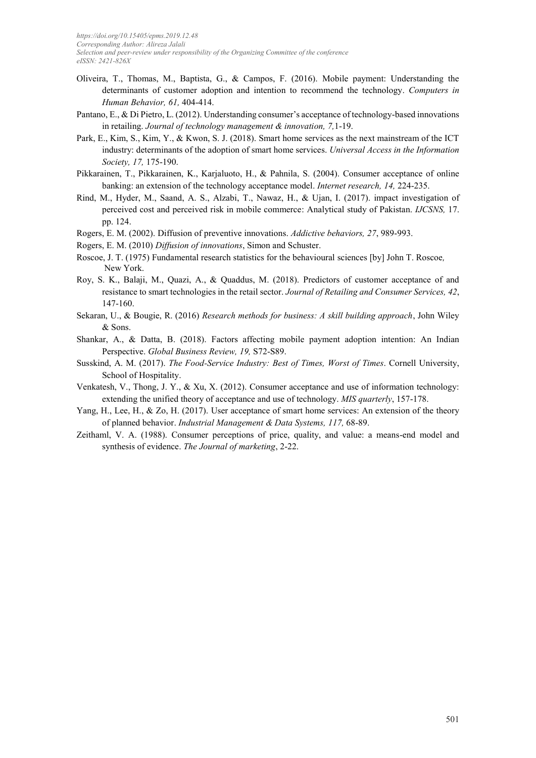Oliveira, T., Thomas, M., Baptista, G., & Campos, F. (2016). Mobile payment: Understanding the determinants of customer adoption and intention to recommend the technology. *Computers in Human Behavior, 61,* 404-414.

Pantano, E., & Di Pietro, L. (2012). Understanding consumer's acceptance of technology-based innovations in retailing. *Journal of technology management & innovation, 7,*1-19.

Park, E., Kim, S., Kim, Y., & Kwon, S. J. (2018). Smart home services as the next mainstream of the ICT industry: determinants of the adoption of smart home services. *Universal Access in the Information Society, 17,* 175-190.

Pikkarainen, T., Pikkarainen, K., Karjaluoto, H., & Pahnila, S. (2004). Consumer acceptance of online banking: an extension of the technology acceptance model. *Internet research, 14,* 224-235.

Rind, M., Hyder, M., Saand, A. S., Alzabi, T., Nawaz, H., & Ujan, I. (2017). impact investigation of perceived cost and perceived risk in mobile commerce: Analytical study of Pakistan. *IJCSNS,* 17. pp. 124.

Rogers, E. M. (2002). Diffusion of preventive innovations. *Addictive behaviors, 27*, 989-993.

Rogers, E. M. (2010) *Diffusion of innovations*, Simon and Schuster.

Roscoe, J. T. (1975) Fundamental research statistics for the behavioural sciences [by] John T. Roscoe, New York.

Roy, S. K., Balaji, M., Quazi, A., & Quaddus, M. (2018). Predictors of customer acceptance of and resistance to smart technologies in the retail sector. *Journal of Retailing and Consumer Services, 42*, 147-160.

Sekaran, U., & Bougie, R. (2016) *Research methods for business: A skill building approach*, John Wiley & Sons.

Shankar, A., & Datta, B. (2018). Factors affecting mobile payment adoption intention: An Indian Perspective. *Global Business Review, 19,* S72-S89.

Susskind, A. M. (2017). *The Food-Service Industry: Best of Times, Worst of Times*. Cornell University, School of Hospitality.

Venkatesh, V., Thong, J. Y., & Xu, X. (2012). Consumer acceptance and use of information technology: extending the unified theory of acceptance and use of technology. *MIS quarterly*, 157-178.

Yang, H., Lee, H., & Zo, H. (2017). User acceptance of smart home services: An extension of the theory of planned behavior. *Industrial Management & Data Systems, 117,* 68-89.

Zeithaml, V. A. (1988). Consumer perceptions of price, quality, and value: a means-end model and synthesis of evidence. *The Journal of marketing*, 2-22.